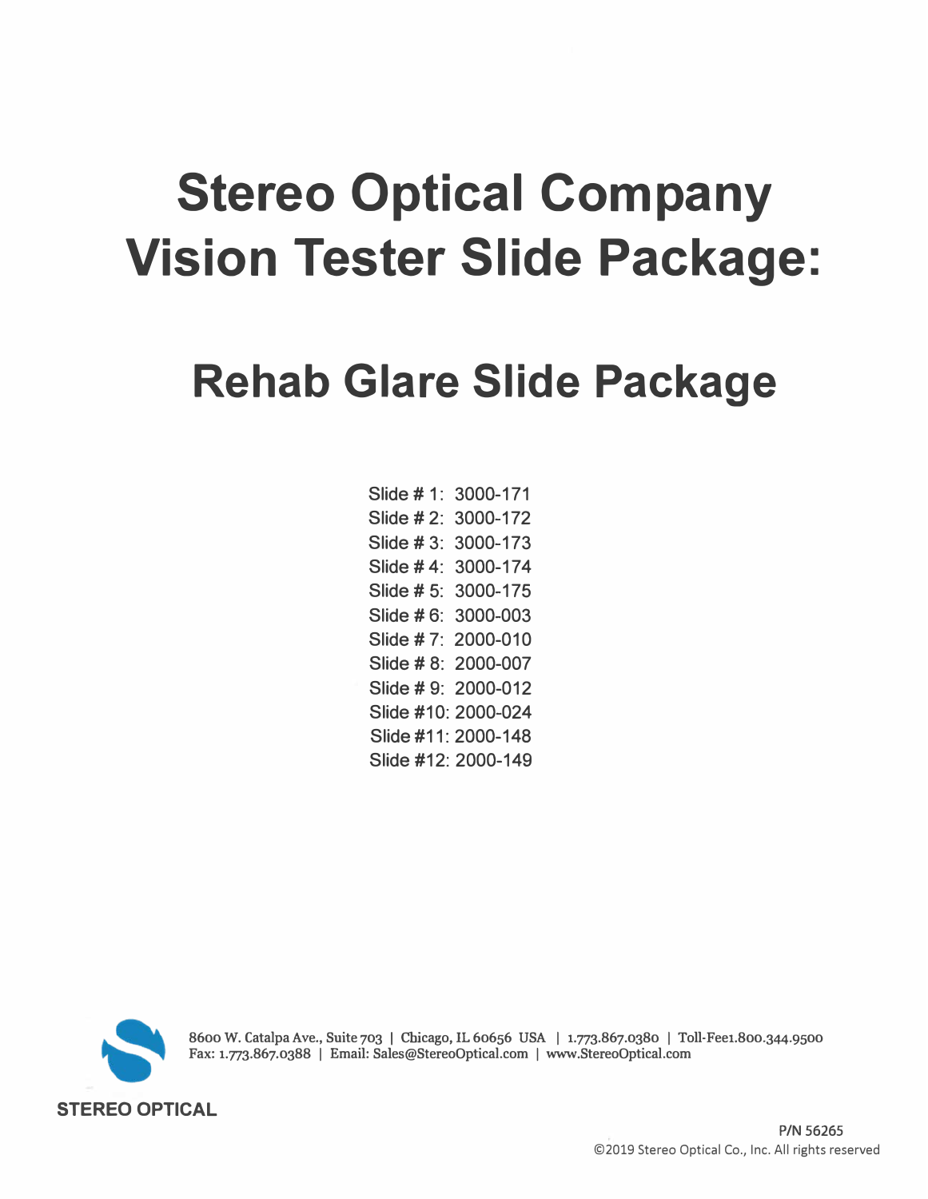# Stereo Optical Company Vision Tester Slide Package:

## Rehab Glare Slide Package

Slide # 1: 3000-171
Slide # 2: 3000-172
Slide # 3: 3000-173
Slide # 4: 3000-174
Slide # 5: 3000-175
Slide # 6: 3000-003
Slide # 7: 2000-010
Slide # 8: 2000-007
Slide # 9: 2000-012
Slide #10: 2000-024
Slide #11: 2000-148
Slide #12: 2000-149

8600 W. Catalpa Ave., Suite 703 | Chicago, IL 60656 USA | 1.773.867.0380 | Toll-Fee1.800.344.9500
Fax: 1.773.867.0388 | Email: Sales@StereoOptical.com | www.StereoOptical.com

STEREO OPTICAL

P/N 56265
©2019 Stereo Optical Co., Inc. All rights reserved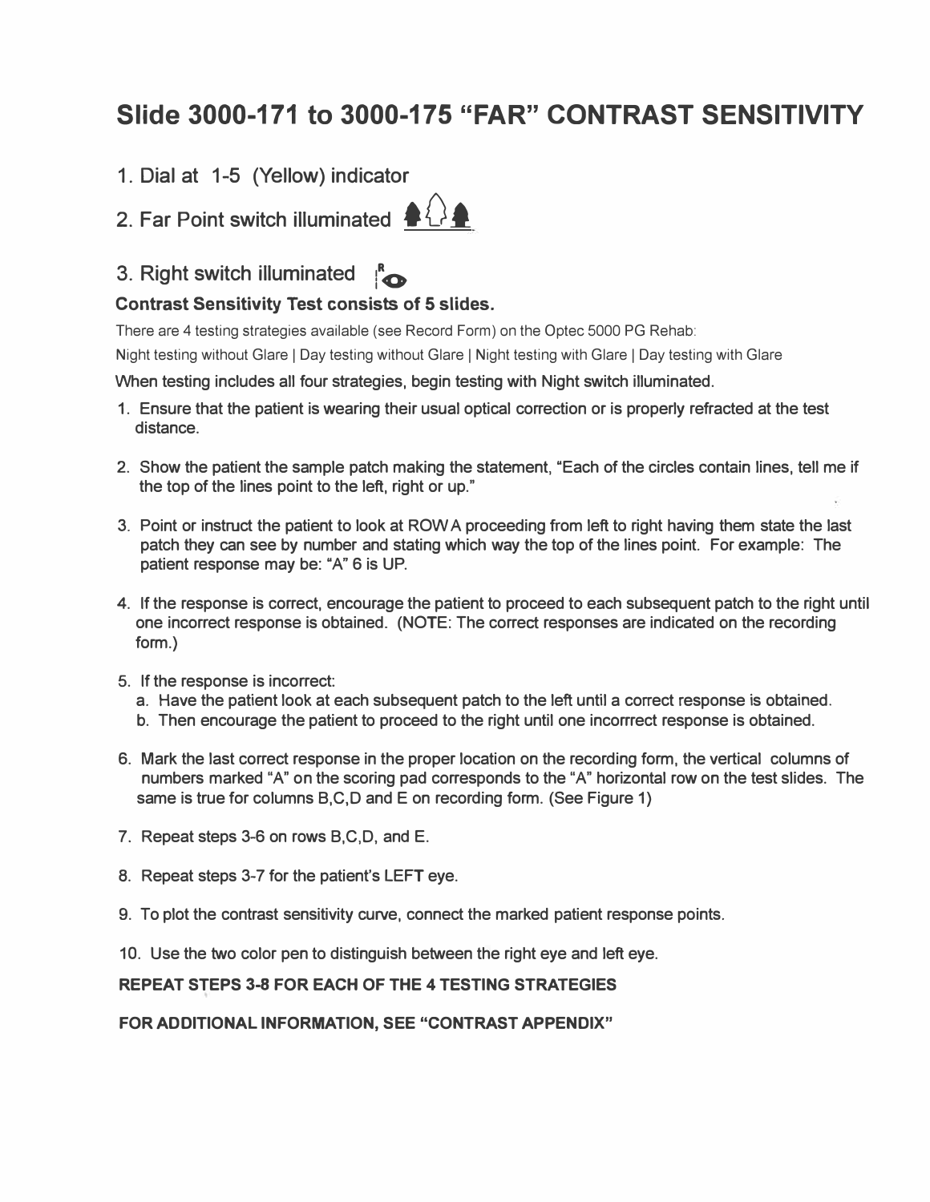# Slide 3000-171 to 3000-175 "FAR" CONTRAST SENSITIVITY

1. Dial at 1-5 (Yellow) indicator
2. Far Point switch illuminated
3. Right switch illuminated

**Contrast Sensitivity Test consists of 5 slides.**

There are 4 testing strategies available (see Record Form) on the Optec 5000 PG Rehab:

Night testing without Glare | Day testing without Glare | Night testing with Glare | Day testing with Glare

When testing includes all four strategies, begin testing with Night switch illuminated.

1. Ensure that the patient is wearing their usual optical correction or is properly refracted at the test distance.

2. Show the patient the sample patch making the statement, "Each of the circles contain lines, tell me if the top of the lines point to the left, right or up."

3. Point or instruct the patient to look at ROW A proceeding from left to right having them state the last patch they can see by number and stating which way the top of the lines point. For example: The patient response may be: "A" 6 is UP.

4. If the response is correct, encourage the patient to proceed to each subsequent patch to the right until one incorrect response is obtained. (NOTE: The correct responses are indicated on the recording form.)

5. If the response is incorrect:
   a. Have the patient look at each subsequent patch to the left until a correct response is obtained.
   b. Then encourage the patient to proceed to the right until one incorrrect response is obtained.

6. Mark the last correct response in the proper location on the recording form, the vertical columns of numbers marked "A" on the scoring pad corresponds to the "A" horizontal row on the test slides. The same is true for columns B,C,D and E on recording form. (See Figure 1)

7. Repeat steps 3-6 on rows B,C,D, and E.

8. Repeat steps 3-7 for the patient's LEFT eye.

9. To plot the contrast sensitivity curve, connect the marked patient response points.

10. Use the two color pen to distinguish between the right eye and left eye.

**REPEAT STEPS 3-8 FOR EACH OF THE 4 TESTING STRATEGIES**

**FOR ADDITIONAL INFORMATION, SEE "CONTRAST APPENDIX"**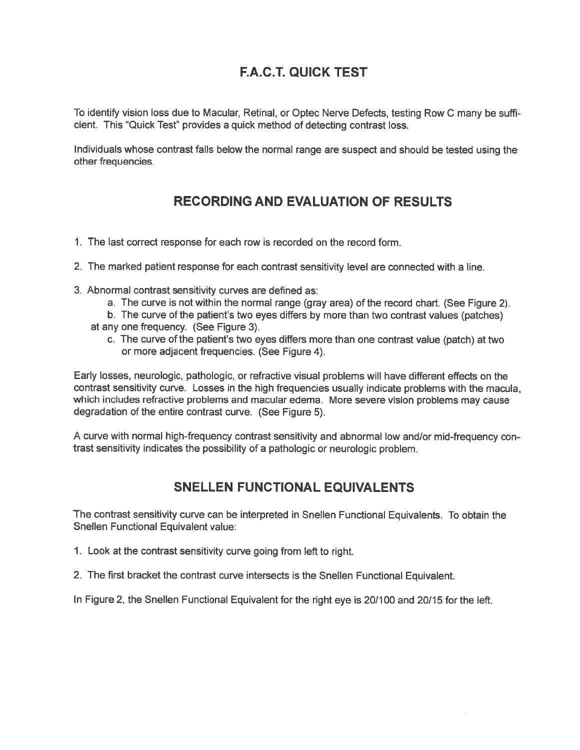## F.A.C.T. QUICK TEST

To identify vision loss due to Macular, Retinal, or Optec Nerve Defects, testing Row C many be sufficient. This "Quick Test" provides a quick method of detecting contrast loss.

Individuals whose contrast falls below the normal range are suspect and should be tested using the other frequencies.

## RECORDING AND EVALUATION OF RESULTS

1. The last correct response for each row is recorded on the record form.

2. The marked patient response for each contrast sensitivity level are connected with a line.

3. Abnormal contrast sensitivity curves are defined as:
   a. The curve is not within the normal range (gray area) of the record chart. (See Figure 2).
   b. The curve of the patient's two eyes differs by more than two contrast values (patches) at any one frequency. (See Figure 3).
   c. The curve of the patient's two eyes differs more than one contrast value (patch) at two or more adjacent frequencies. (See Figure 4).

Early losses, neurologic, pathologic, or refractive visual problems will have different effects on the contrast sensitivity curve. Losses in the high frequencies usually indicate problems with the macula, which includes refractive problems and macular edema. More severe vision problems may cause degradation of the entire contrast curve. (See Figure 5).

A curve with normal high-frequency contrast sensitivity and abnormal low and/or mid-frequency contrast sensitivity indicates the possibility of a pathologic or neurologic problem.

## SNELLEN FUNCTIONAL EQUIVALENTS

The contrast sensitivity curve can be interpreted in Snellen Functional Equivalents. To obtain the Snellen Functional Equivalent value:

1. Look at the contrast sensitivity curve going from left to right.

2. The first bracket the contrast curve intersects is the Snellen Functional Equivalent.

In Figure 2, the Snellen Functional Equivalent for the right eye is 20/100 and 20/15 for the left.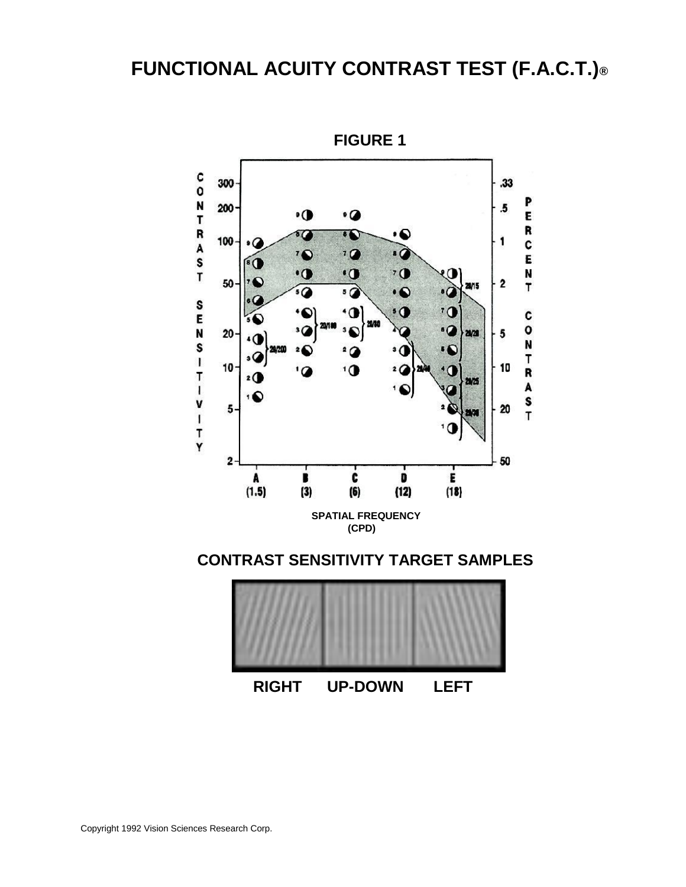# FUNCTIONAL ACUITY CONTRAST TEST (F.A.C.T.)®

## FIGURE 1

CONTRAST SENSITIVITY

PERCENT CONTRAST

SPATIAL FREQUENCY (CPD)

A (1.5) B (3) C (6) D (12) E (18)

## CONTRAST SENSITIVITY TARGET SAMPLES

RIGHT UP-DOWN LEFT

Copyright 1992 Vision Sciences Research Corp.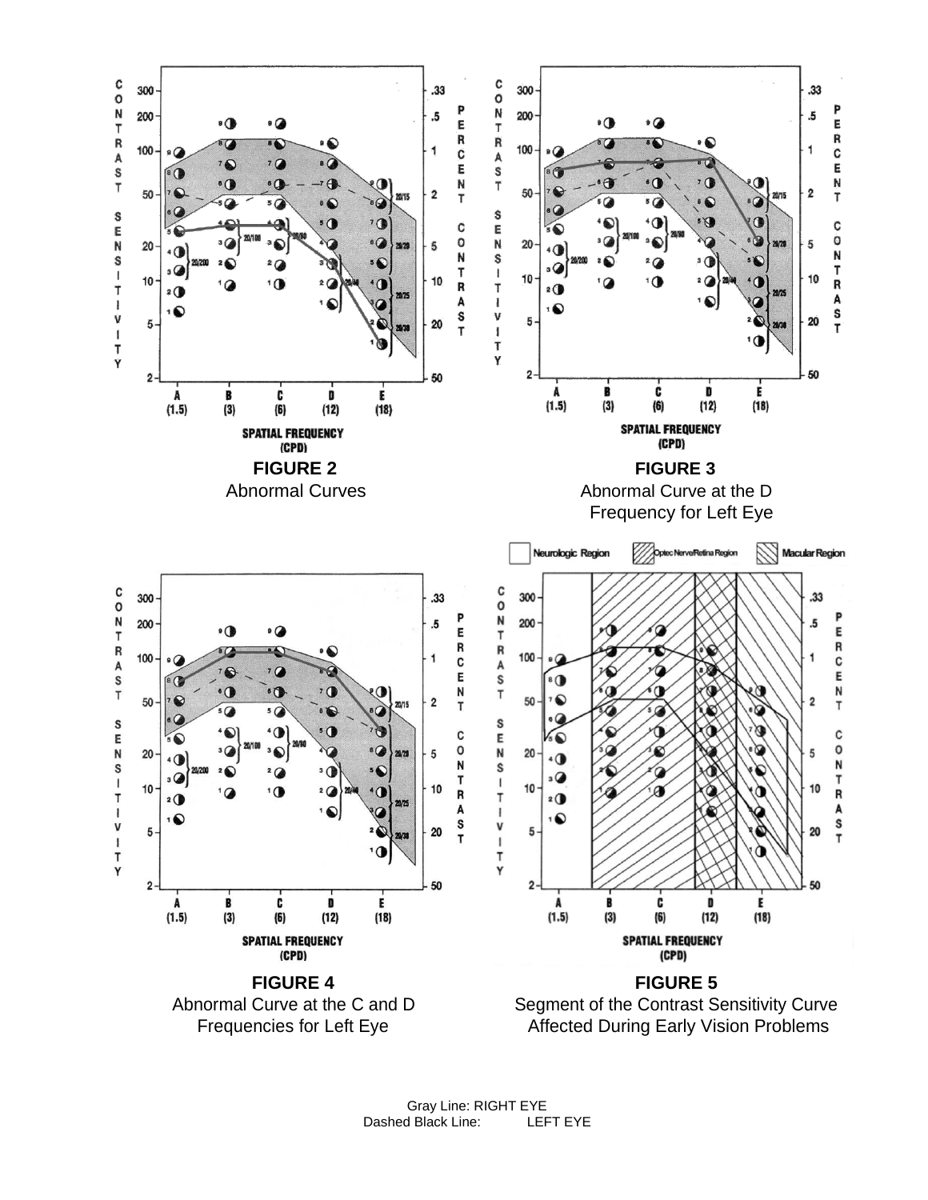**FIGURE 2**
Abnormal Curves

**FIGURE 3**
Abnormal Curve at the D Frequency for Left Eye

**FIGURE 4**
Abnormal Curve at the C and D Frequencies for Left Eye

**FIGURE 5**
Segment of the Contrast Sensitivity Curve Affected During Early Vision Problems

Gray Line: RIGHT EYE
Dashed Black Line: LEFT EYE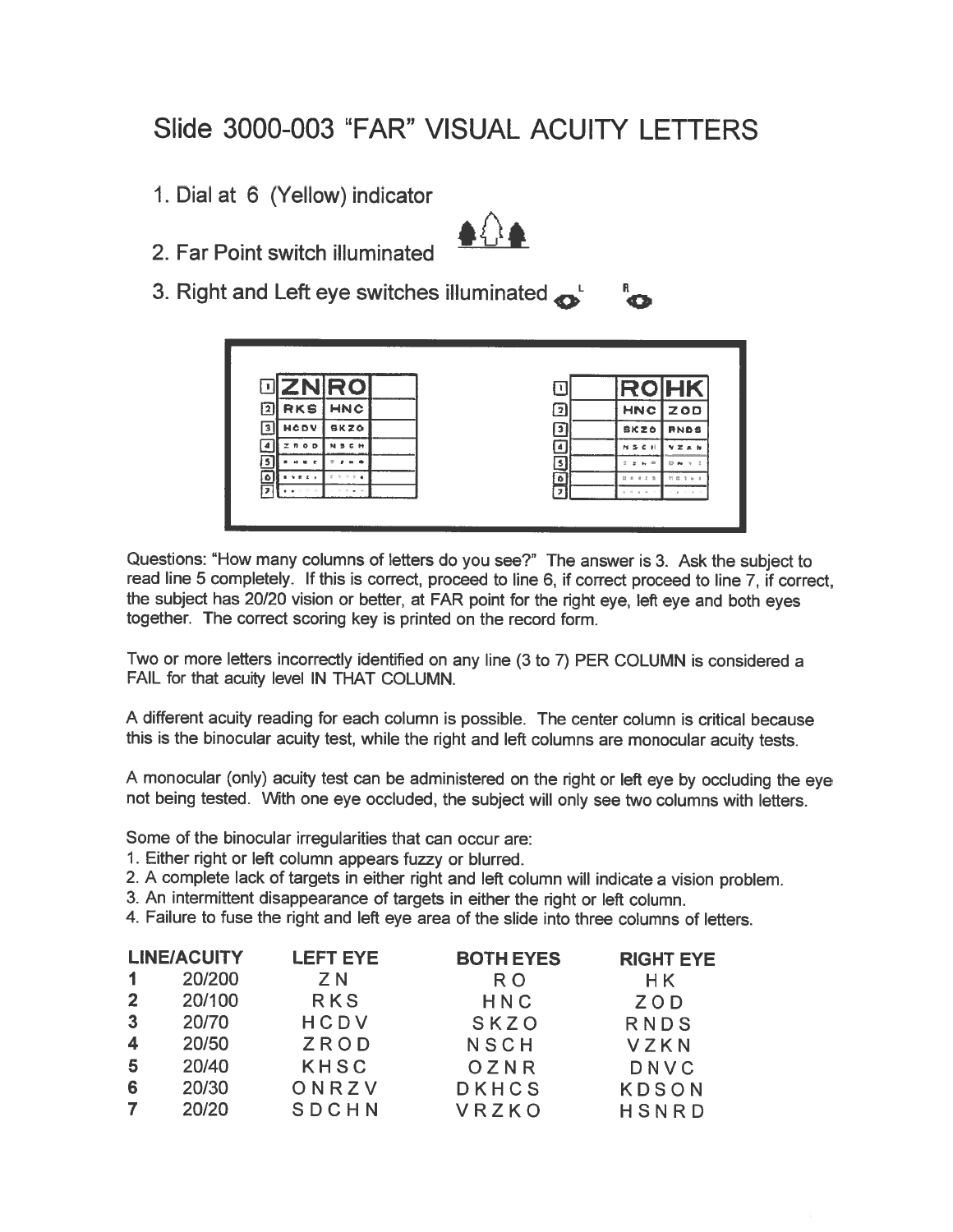# Slide 3000-003 "FAR" VISUAL ACUITY LETTERS

1. Dial at 6 (Yellow) indicator
2. Far Point switch illuminated
3. Right and Left eye switches illuminated

Questions: "How many columns of letters do you see?" The answer is 3. Ask the subject to read line 5 completely. If this is correct, proceed to line 6, if correct proceed to line 7, if correct, the subject has 20/20 vision or better, at FAR point for the right eye, left eye and both eyes together. The correct scoring key is printed on the record form.

Two or more letters incorrectly identified on any line (3 to 7) PER COLUMN is considered a FAIL for that acuity level IN THAT COLUMN.

A different acuity reading for each column is possible. The center column is critical because this is the binocular acuity test, while the right and left columns are monocular acuity tests.

A monocular (only) acuity test can be administered on the right or left eye by occluding the eye not being tested. With one eye occluded, the subject will only see two columns with letters.

Some of the binocular irregularities that can occur are:

1. Either right or left column appears fuzzy or blurred.
2. A complete lack of targets in either right and left column will indicate a vision problem.
3. An intermittent disappearance of targets in either the right or left column.
4. Failure to fuse the right and left eye area of the slide into three columns of letters.

| LINE | ACUITY | LEFT EYE | BOTH EYES | RIGHT EYE |
|---|---|---|---|---|
| 1 | 20/200 | Z N | R O | H K |
| 2 | 20/100 | R K S | H N C | Z O D |
| 3 | 20/70 | H C D V | S K Z O | R N D S |
| 4 | 20/50 | Z R O D | N S C H | V Z K N |
| 5 | 20/40 | K H S C | O Z N R | D N V C |
| 6 | 20/30 | O N R Z V | D K H C S | K D S O N |
| 7 | 20/20 | S D C H N | V R Z K O | H S N R D |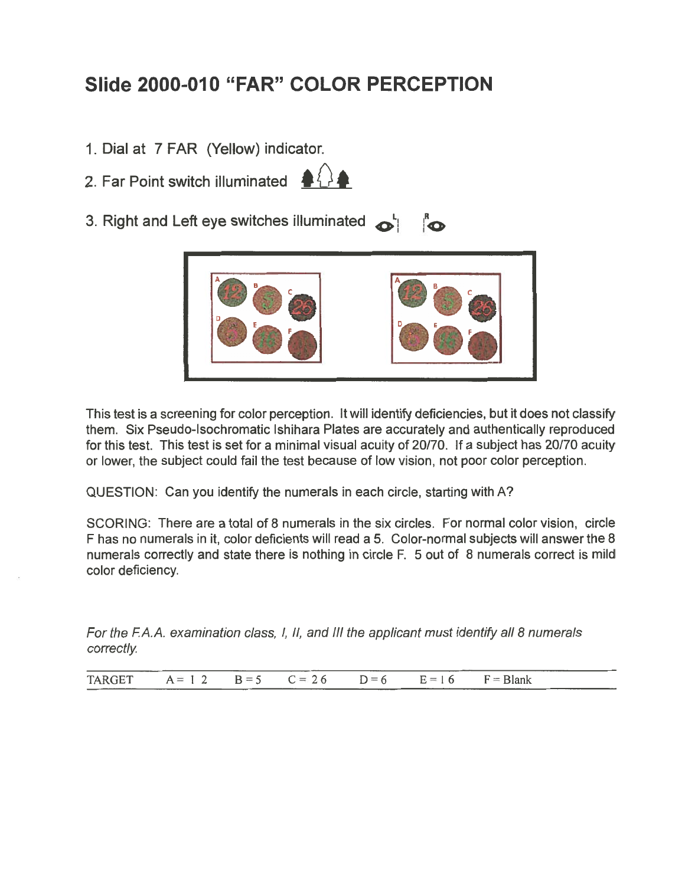# Slide 2000-010 "FAR" COLOR PERCEPTION

1. Dial at 7 FAR (Yellow) indicator.
2. Far Point switch illuminated
3. Right and Left eye switches illuminated

This test is a screening for color perception. It will identify deficiencies, but it does not classify them. Six Pseudo-Isochromatic Ishihara Plates are accurately and authentically reproduced for this test. This test is set for a minimal visual acuity of 20/70. If a subject has 20/70 acuity or lower, the subject could fail the test because of low vision, not poor color perception.

QUESTION: Can you identify the numerals in each circle, starting with A?

SCORING: There are a total of 8 numerals in the six circles. For normal color vision, circle F has no numerals in it, color deficients will read a 5. Color-normal subjects will answer the 8 numerals correctly and state there is nothing in circle F. 5 out of 8 numerals correct is mild color deficiency.

*For the F.A.A. examination class, I, II, and III the applicant must identify all 8 numerals correctly.*

| TARGET | A = 1 2 | B = 5 | C = 2 6 | D = 6 | E = 1 6 | F = Blank |
|---|---|---|---|---|---|---|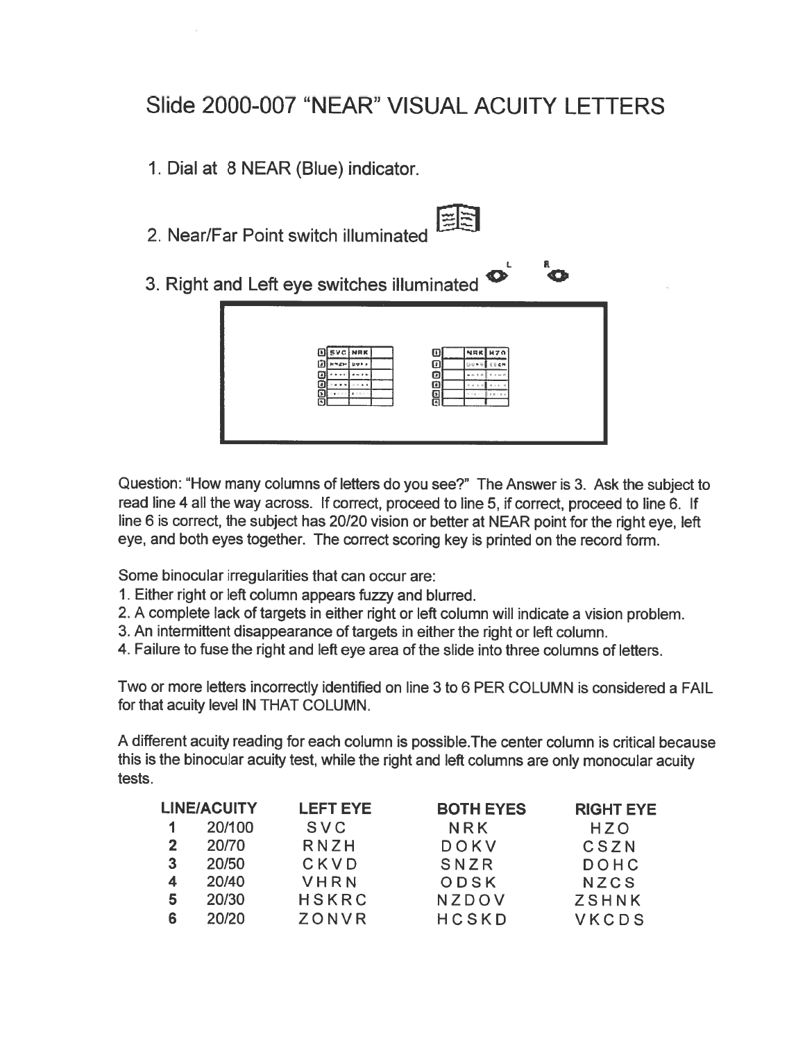# Slide 2000-007 “NEAR” VISUAL ACUITY LETTERS

1. Dial at 8 NEAR (Blue) indicator.
2. Near/Far Point switch illuminated
3. Right and Left eye switches illuminated

Question: “How many columns of letters do you see?” The Answer is 3. Ask the subject to read line 4 all the way across. If correct, proceed to line 5, if correct, proceed to line 6. If line 6 is correct, the subject has 20/20 vision or better at NEAR point for the right eye, left eye, and both eyes together. The correct scoring key is printed on the record form.

Some binocular irregularities that can occur are:

1. Either right or left column appears fuzzy and blurred.
2. A complete lack of targets in either right or left column will indicate a vision problem.
3. An intermittent disappearance of targets in either the right or left column.
4. Failure to fuse the right and left eye area of the slide into three columns of letters.

Two or more letters incorrectly identified on line 3 to 6 PER COLUMN is considered a FAIL for that acuity level IN THAT COLUMN.

A different acuity reading for each column is possible.The center column is critical because this is the binocular acuity test, while the right and left columns are only monocular acuity tests.

| LINE | ACUITY | LEFT EYE | BOTH EYES | RIGHT EYE |
|---|---|---|---|---|
| 1 | 20/100 | S V C | N R K | H Z O |
| 2 | 20/70 | R N Z H | D O K V | C S Z N |
| 3 | 20/50 | C K V D | S N Z R | D O H C |
| 4 | 20/40 | V H R N | O D S K | N Z C S |
| 5 | 20/30 | H S K R C | N Z D O V | Z S H N K |
| 6 | 20/20 | Z O N V R | H C S K D | V K C D S |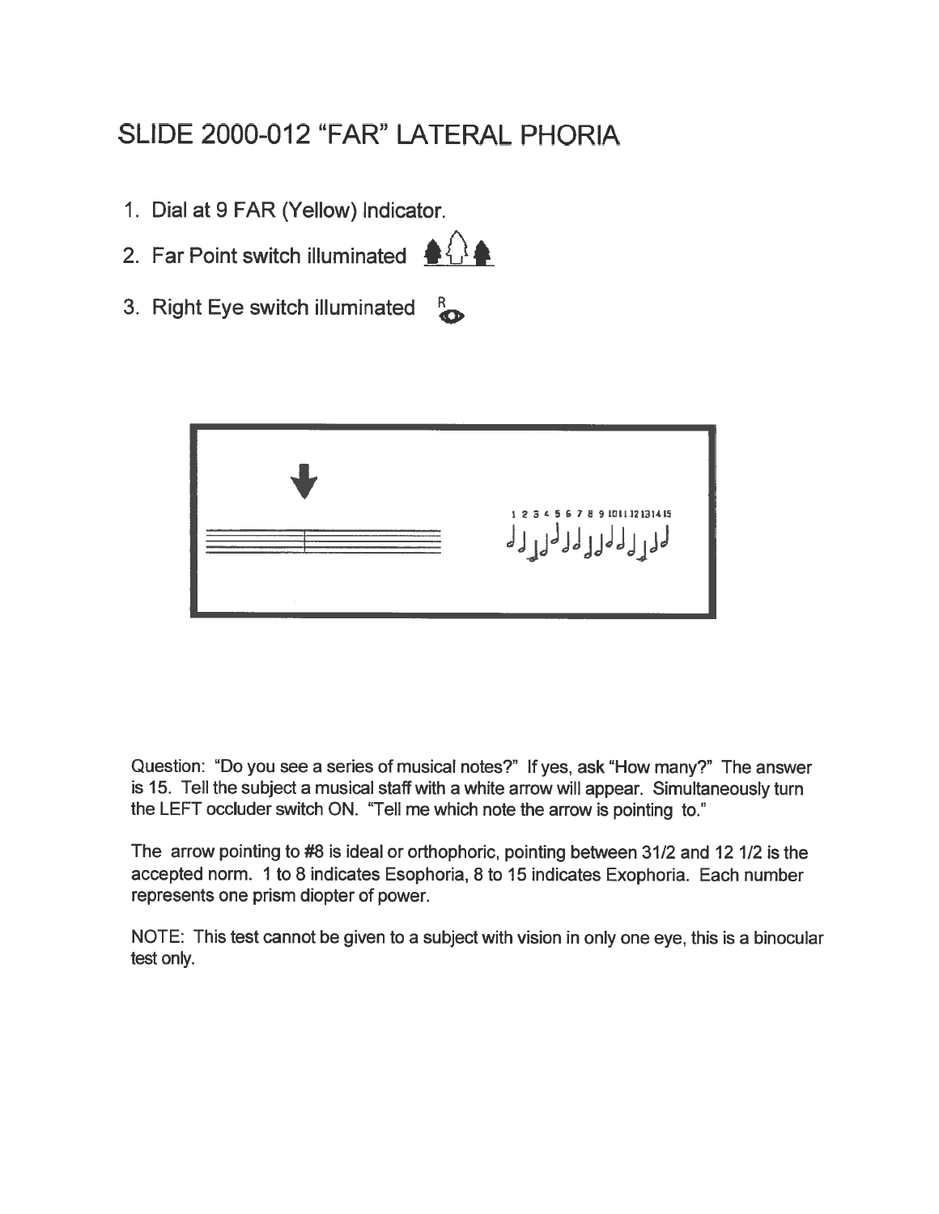# SLIDE 2000-012 "FAR" LATERAL PHORIA

1. Dial at 9 FAR (Yellow) Indicator.
2. Far Point switch illuminated
3. Right Eye switch illuminated

Question: "Do you see a series of musical notes?" If yes, ask "How many?" The answer is 15. Tell the subject a musical staff with a white arrow will appear. Simultaneously turn the LEFT occluder switch ON. "Tell me which note the arrow is pointing to."

The arrow pointing to #8 is ideal or orthophoric, pointing between 31/2 and 12 1/2 is the accepted norm. 1 to 8 indicates Esophoria, 8 to 15 indicates Exophoria. Each number represents one prism diopter of power.

NOTE: This test cannot be given to a subject with vision in only one eye, this is a binocular test only.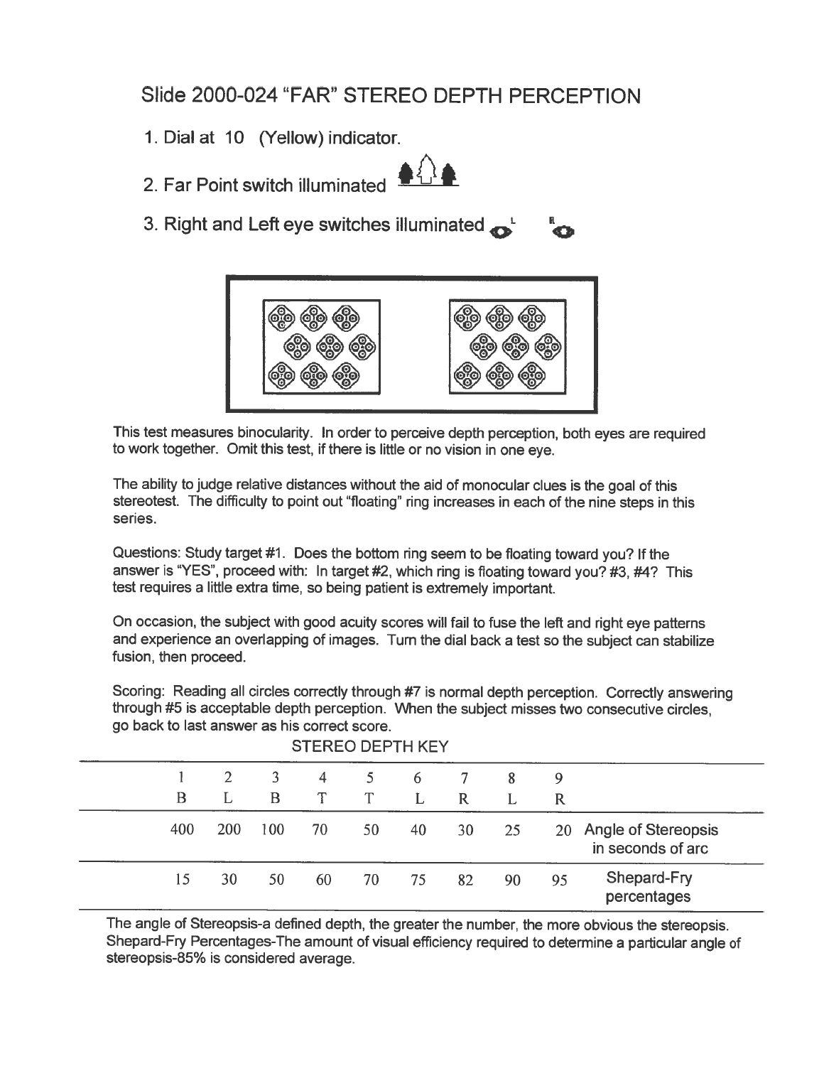# Slide 2000-024 "FAR" STEREO DEPTH PERCEPTION

1. Dial at 10 (Yellow) indicator.
2. Far Point switch illuminated
3. Right and Left eye switches illuminated

This test measures binocularity. In order to perceive depth perception, both eyes are required to work together. Omit this test, if there is little or no vision in one eye.

The ability to judge relative distances without the aid of monocular clues is the goal of this stereotest. The difficulty to point out "floating" ring increases in each of the nine steps in this series.

Questions: Study target #1. Does the bottom ring seem to be floating toward you? If the answer is "YES", proceed with: In target #2, which ring is floating toward you? #3, #4? This test requires a little extra time, so being patient is extremely important.

On occasion, the subject with good acuity scores will fail to fuse the left and right eye patterns and experience an overlapping of images. Turn the dial back a test so the subject can stabilize fusion, then proceed.

Scoring: Reading all circles correctly through #7 is normal depth perception. Correctly answering through #5 is acceptable depth perception. When the subject misses two consecutive circles, go back to last answer as his correct score.

STEREO DEPTH KEY

| 1 | 2 | 3 | 4 | 5 | 6 | 7 | 8 | 9 | |
|---|---|---|---|---|---|---|---|---|---|
| B | L | B | T | T | L | R | L | R | |
| 400 | 200 | 100 | 70 | 50 | 40 | 30 | 25 | 20 | Angle of Stereopsis in seconds of arc |
| 15 | 30 | 50 | 60 | 70 | 75 | 82 | 90 | 95 | Shepard-Fry percentages |

The angle of Stereopsis-a defined depth, the greater the number, the more obvious the stereopsis. Shepard-Fry Percentages-The amount of visual efficiency required to determine a particular angle of stereopsis-85% is considered average.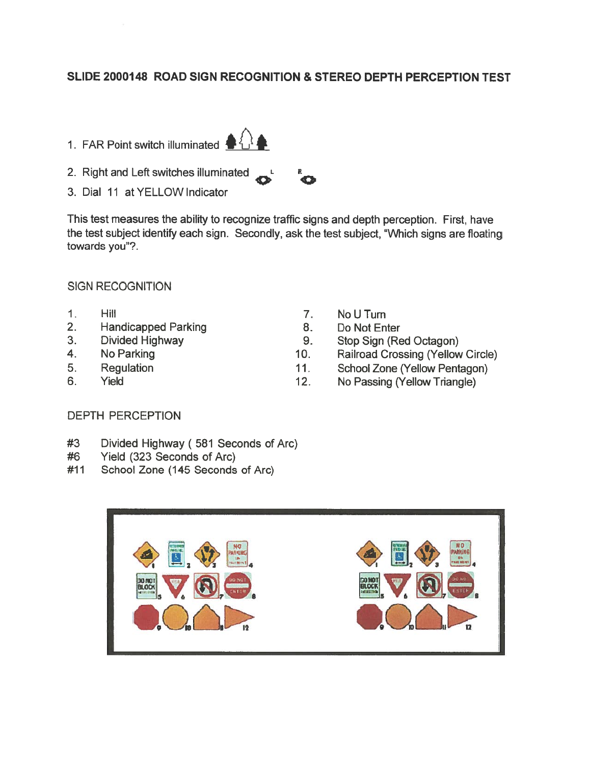## SLIDE 2000148 ROAD SIGN RECOGNITION & STEREO DEPTH PERCEPTION TEST

1. FAR Point switch illuminated
2. Right and Left switches illuminated
3. Dial 11 at YELLOW Indicator

This test measures the ability to recognize traffic signs and depth perception. First, have the test subject identify each sign. Secondly, ask the test subject, "Which signs are floating towards you"?.

SIGN RECOGNITION

1. Hill
2. Handicapped Parking
3. Divided Highway
4. No Parking
5. Regulation
6. Yield
7. No U Turn
8. Do Not Enter
9. Stop Sign (Red Octagon)
10. Railroad Crossing (Yellow Circle)
11. School Zone (Yellow Pentagon)
12. No Passing (Yellow Triangle)

DEPTH PERCEPTION

#3 Divided Highway ( 581 Seconds of Arc)
#6 Yield (323 Seconds of Arc)
#11 School Zone (145 Seconds of Arc)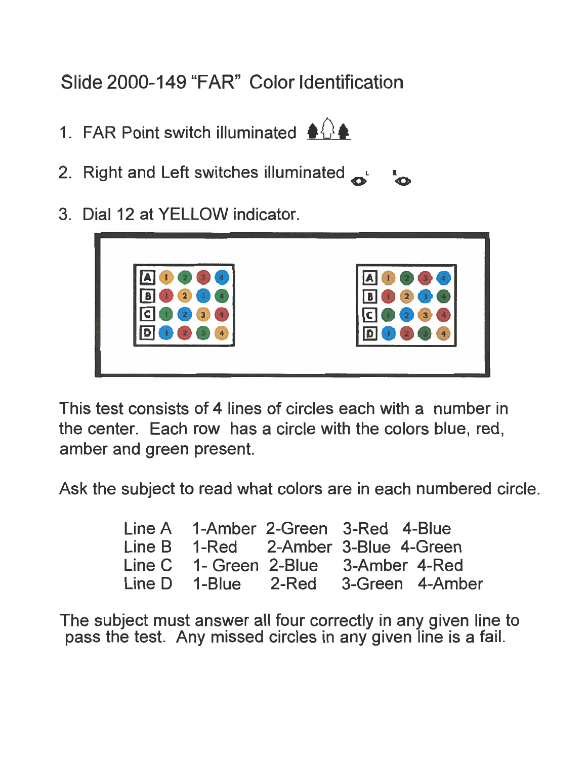# Slide 2000-149 "FAR" Color Identification

1. FAR Point switch illuminated
2. Right and Left switches illuminated
3. Dial 12 at YELLOW indicator.

This test consists of 4 lines of circles each with a number in the center. Each row has a circle with the colors blue, red, amber and green present.

Ask the subject to read what colors are in each numbered circle.

| | | | | |
|---|---|---|---|---|
| Line A | 1-Amber | 2-Green | 3-Red | 4-Blue |
| Line B | 1-Red | 2-Amber | 3-Blue | 4-Green |
| Line C | 1- Green | 2-Blue | 3-Amber | 4-Red |
| Line D | 1-Blue | 2-Red | 3-Green | 4-Amber |

The subject must answer all four correctly in any given line to pass the test. Any missed circles in any given line is a fail.